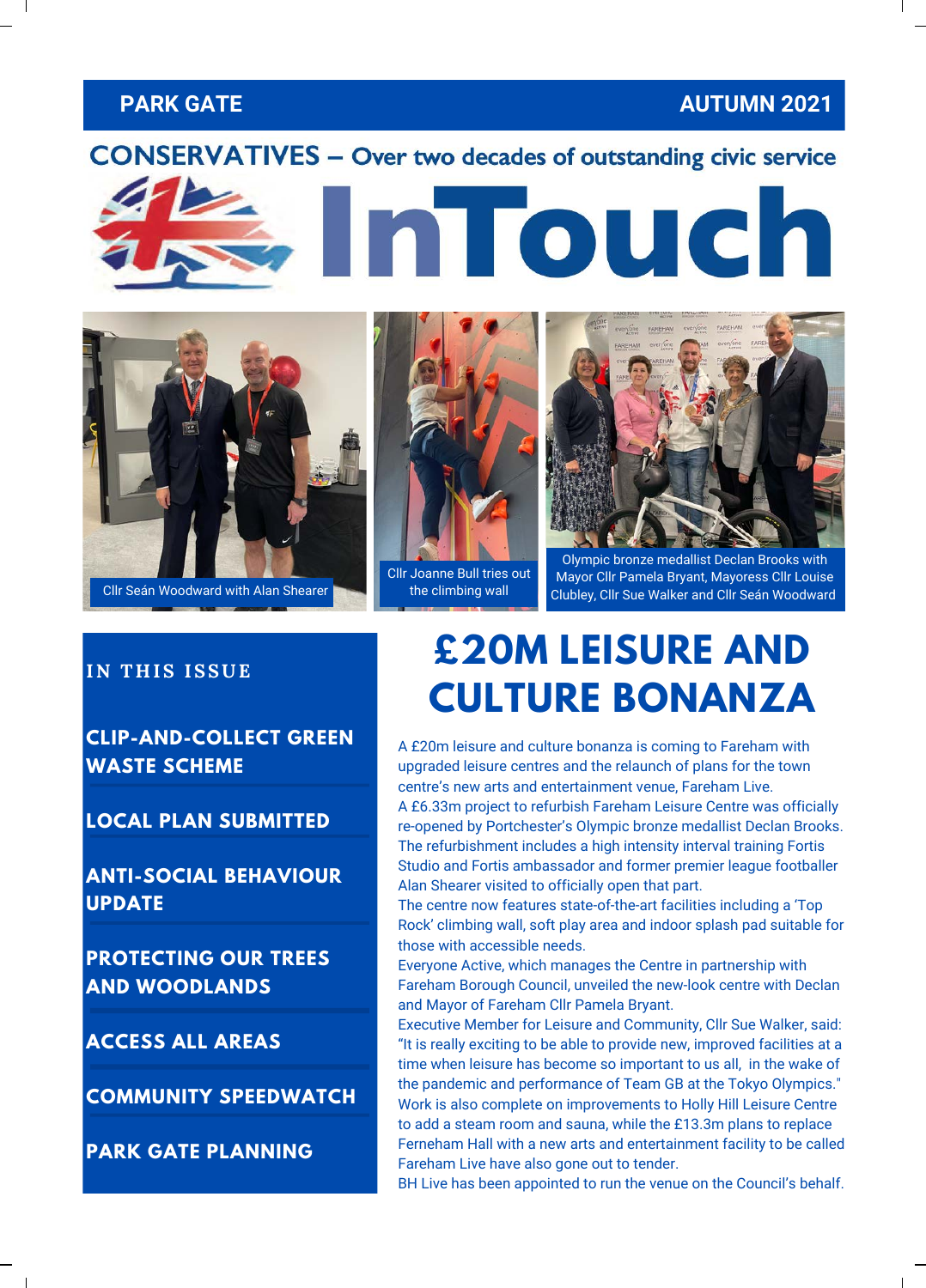**PARK GATE** **AUTUMN 2021**

**CONSERVATIVES – Over two decades of outstanding civic service**

# InTouch

Cllr Seán Woodward with Alan Shearer

Cllr Joanne Bull tries out the climbing wall

Olympic bronze medallist Declan Brooks with Mayor Cllr Pamela Bryant, Mayoress Cllr Louise Clubley, Cllr Sue Walker and Cllr Seán Woodward

**IN THIS ISSUE**

- CLIP-AND-COLLECT GREEN WASTE SCHEME
- LOCAL PLAN SUBMITTED
- ANTI-SOCIAL BEHAVIOUR UPDATE
- PROTECTING OUR TREES AND WOODLANDS
- ACCESS ALL AREAS
- COMMUNITY SPEEDWATCH
- PARK GATE PLANNING

## £20M LEISURE AND CULTURE BONANZA

A £20m leisure and culture bonanza is coming to Fareham with upgraded leisure centres and the relaunch of plans for the town centre's new arts and entertainment venue, Fareham Live.

A £6.33m project to refurbish Fareham Leisure Centre was officially re-opened by Portchester's Olympic bronze medallist Declan Brooks. The refurbishment includes a high intensity interval training Fortis Studio and Fortis ambassador and former premier league footballer Alan Shearer visited to officially open that part.

The centre now features state-of-the-art facilities including a 'Top Rock' climbing wall, soft play area and indoor splash pad suitable for those with accessible needs.

Everyone Active, which manages the Centre in partnership with Fareham Borough Council, unveiled the new-look centre with Declan and Mayor of Fareham Cllr Pamela Bryant.

Executive Member for Leisure and Community, Cllr Sue Walker, said: "It is really exciting to be able to provide new, improved facilities at a time when leisure has become so important to us all, in the wake of the pandemic and performance of Team GB at the Tokyo Olympics."

Work is also complete on improvements to Holly Hill Leisure Centre to add a steam room and sauna, while the £13.3m plans to replace Ferneham Hall with a new arts and entertainment facility to be called Fareham Live have also gone out to tender.

BH Live has been appointed to run the venue on the Council's behalf.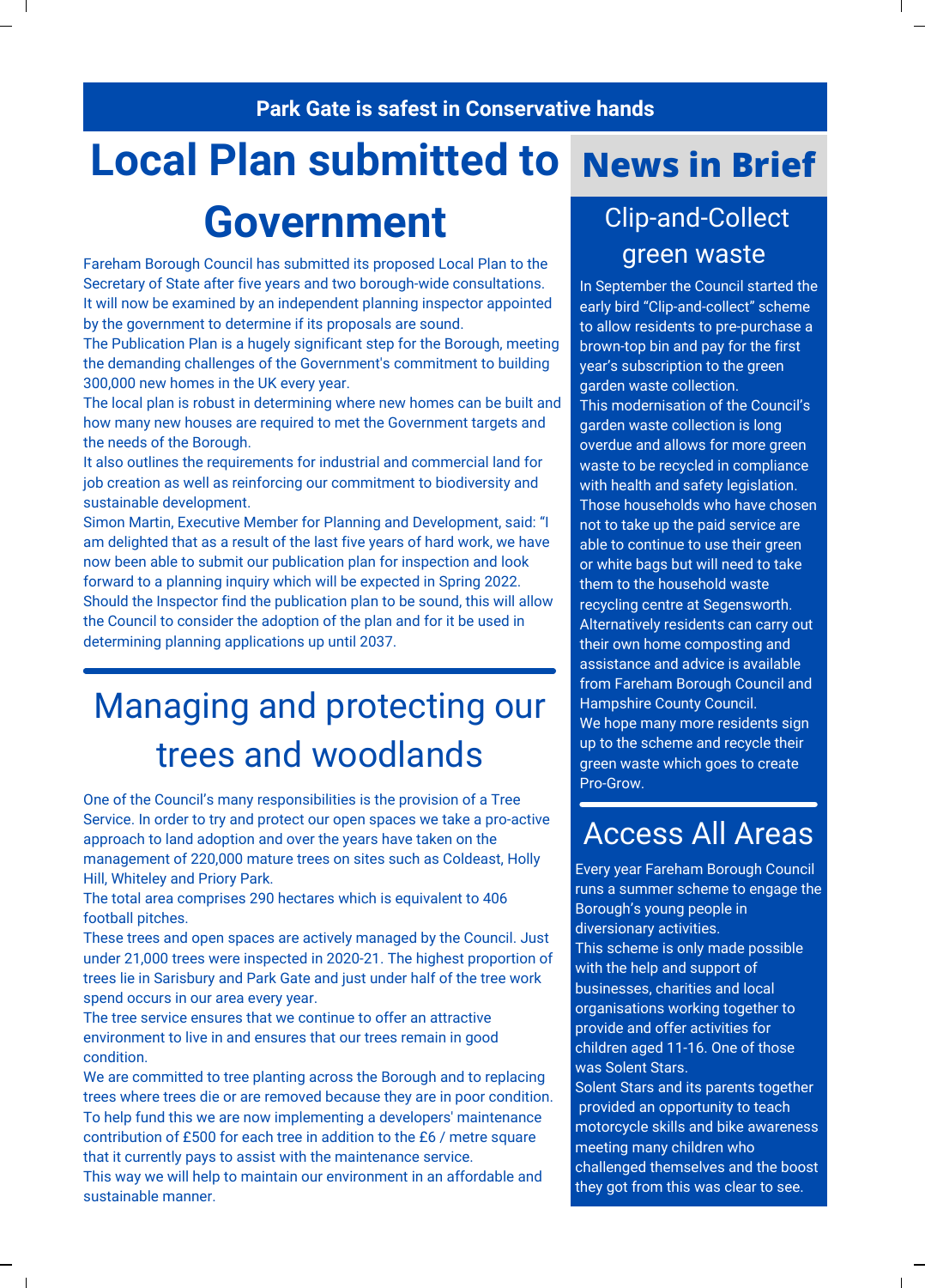**Park Gate is safest in Conservative hands**

# Local Plan submitted to Government

Fareham Borough Council has submitted its proposed Local Plan to the Secretary of State after five years and two borough-wide consultations. It will now be examined by an independent planning inspector appointed by the government to determine if its proposals are sound.

The Publication Plan is a hugely significant step for the Borough, meeting the demanding challenges of the Government's commitment to building 300,000 new homes in the UK every year.

The local plan is robust in determining where new homes can be built and how many new houses are required to met the Government targets and the needs of the Borough.

It also outlines the requirements for industrial and commercial land for job creation as well as reinforcing our commitment to biodiversity and sustainable development.

Simon Martin, Executive Member for Planning and Development, said: "I am delighted that as a result of the last five years of hard work, we have now been able to submit our publication plan for inspection and look forward to a planning inquiry which will be expected in Spring 2022. Should the Inspector find the publication plan to be sound, this will allow the Council to consider the adoption of the plan and for it be used in determining planning applications up until 2037.

# Managing and protecting our trees and woodlands

One of the Council's many responsibilities is the provision of a Tree Service. In order to try and protect our open spaces we take a pro-active approach to land adoption and over the years have taken on the management of 220,000 mature trees on sites such as Coldeast, Holly Hill, Whiteley and Priory Park.

The total area comprises 290 hectares which is equivalent to 406 football pitches.

These trees and open spaces are actively managed by the Council. Just under 21,000 trees were inspected in 2020-21. The highest proportion of trees lie in Sarisbury and Park Gate and just under half of the tree work spend occurs in our area every year.

The tree service ensures that we continue to offer an attractive environment to live in and ensures that our trees remain in good condition.

We are committed to tree planting across the Borough and to replacing trees where trees die or are removed because they are in poor condition. To help fund this we are now implementing a developers' maintenance contribution of £500 for each tree in addition to the £6 / metre square that it currently pays to assist with the maintenance service.

This way we will help to maintain our environment in an affordable and sustainable manner.

# News in Brief

## Clip-and-Collect green waste

In September the Council started the early bird "Clip-and-collect" scheme to allow residents to pre-purchase a brown-top bin and pay for the first year's subscription to the green garden waste collection.

This modernisation of the Council's garden waste collection is long overdue and allows for more green waste to be recycled in compliance with health and safety legislation.

Those households who have chosen not to take up the paid service are able to continue to use their green or white bags but will need to take them to the household waste recycling centre at Segensworth.

Alternatively residents can carry out their own home composting and assistance and advice is available from Fareham Borough Council and Hampshire County Council.

We hope many more residents sign up to the scheme and recycle their green waste which goes to create Pro-Grow.

## Access All Areas

Every year Fareham Borough Council runs a summer scheme to engage the Borough's young people in diversionary activities.

This scheme is only made possible with the help and support of businesses, charities and local organisations working together to provide and offer activities for children aged 11-16. One of those was Solent Stars.

Solent Stars and its parents together provided an opportunity to teach motorcycle skills and bike awareness meeting many children who challenged themselves and the boost they got from this was clear to see.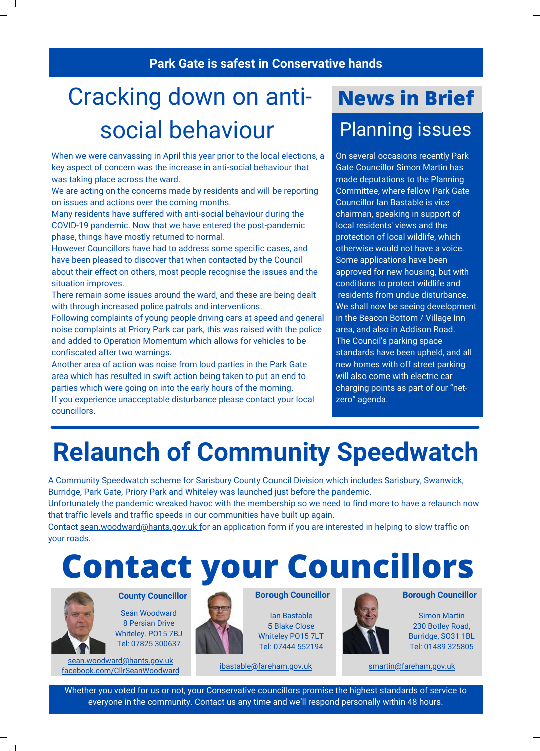**Park Gate is safest in Conservative hands**

# Cracking down on anti-social behaviour

When we were canvassing in April this year prior to the local elections, a key aspect of concern was the increase in anti-social behaviour that was taking place across the ward.

We are acting on the concerns made by residents and will be reporting on issues and actions over the coming months.

Many residents have suffered with anti-social behaviour during the COVID-19 pandemic. Now that we have entered the post-pandemic phase, things have mostly returned to normal.

However Councillors have had to address some specific cases, and have been pleased to discover that when contacted by the Council about their effect on others, most people recognise the issues and the situation improves.

There remain some issues around the ward, and these are being dealt with through increased police patrols and interventions.

Following complaints of young people driving cars at speed and general noise complaints at Priory Park car park, this was raised with the police and added to Operation Momentum which allows for vehicles to be confiscated after two warnings.

Another area of action was noise from loud parties in the Park Gate area which has resulted in swift action being taken to put an end to parties which were going on into the early hours of the morning.

If you experience unacceptable disturbance please contact your local councillors.

# News in Brief

## Planning issues

On several occasions recently Park Gate Councillor Simon Martin has made deputations to the Planning Committee, where fellow Park Gate Councillor Ian Bastable is vice chairman, speaking in support of local residents' views and the protection of local wildlife, which otherwise would not have a voice.

Some applications have been approved for new housing, but with conditions to protect wildlife and residents from undue disturbance.

We shall now be seeing development in the Beacon Bottom / Village Inn area, and also in Addison Road.

The Council's parking space standards have been upheld, and all new homes with off street parking will also come with electric car charging points as part of our "net-zero" agenda.

# Relaunch of Community Speedwatch

A Community Speedwatch scheme for Sarisbury County Council Division which includes Sarisbury, Swanwick, Burridge, Park Gate, Priory Park and Whiteley was launched just before the pandemic.

Unfortunately the pandemic wreaked havoc with the membership so we need to find more to have a relaunch now that traffic levels and traffic speeds in our communities have built up again.

Contact sean.woodward@hants.gov.uk for an application form if you are interested in helping to slow traffic on your roads.

# Contact your Councillors

**County Councillor**

Seán Woodward
8 Persian Drive
Whiteley. PO15 7BJ
Tel: 07825 300637
sean.woodward@hants.gov.uk
facebook.com/CllrSeanWoodward

**Borough Councillor**

Ian Bastable
5 Blake Close
Whiteley PO15 7LT
Tel: 07444 552194
ibastable@fareham.gov.uk

**Borough Councillor**

Simon Martin
230 Botley Road,
Burridge, SO31 1BL
Tel: 01489 325805
smartin@fareham.gov.uk

Whether you voted for us or not, your Conservative councillors promise the highest standards of service to everyone in the community. Contact us any time and we'll respond personally within 48 hours.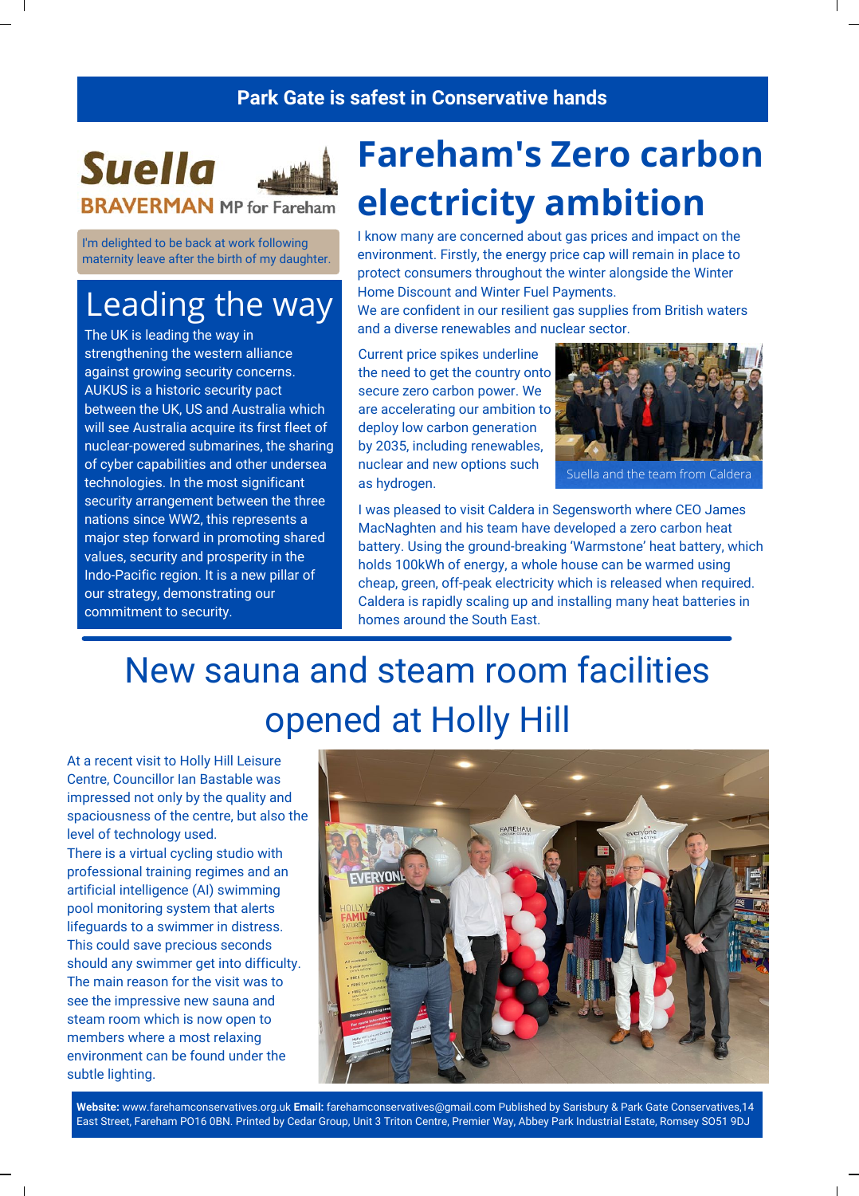**Park Gate is safest in Conservative hands**

**Suella BRAVERMAN MP for Fareham**

I'm delighted to be back at work following maternity leave after the birth of my daughter.

## Leading the way

The UK is leading the way in strengthening the western alliance against growing security concerns. AUKUS is a historic security pact between the UK, US and Australia which will see Australia acquire its first fleet of nuclear-powered submarines, the sharing of cyber capabilities and other undersea technologies. In the most significant security arrangement between the three nations since WW2, this represents a major step forward in promoting shared values, security and prosperity in the Indo-Pacific region. It is a new pillar of our strategy, demonstrating our commitment to security.

# Fareham's Zero carbon electricity ambition

I know many are concerned about gas prices and impact on the environment. Firstly, the energy price cap will remain in place to protect consumers throughout the winter alongside the Winter Home Discount and Winter Fuel Payments.

We are confident in our resilient gas supplies from British waters and a diverse renewables and nuclear sector.

Current price spikes underline the need to get the country onto secure zero carbon power. We are accelerating our ambition to deploy low carbon generation by 2035, including renewables, nuclear and new options such as hydrogen.

Suella and the team from Caldera

I was pleased to visit Caldera in Segensworth where CEO James MacNaghten and his team have developed a zero carbon heat battery. Using the ground-breaking 'Warmstone' heat battery, which holds 100kWh of energy, a whole house can be warmed using cheap, green, off-peak electricity which is released when required. Caldera is rapidly scaling up and installing many heat batteries in homes around the South East.

# New sauna and steam room facilities opened at Holly Hill

At a recent visit to Holly Hill Leisure Centre, Councillor Ian Bastable was impressed not only by the quality and spaciousness of the centre, but also the level of technology used.

There is a virtual cycling studio with professional training regimes and an artificial intelligence (AI) swimming pool monitoring system that alerts lifeguards to a swimmer in distress. This could save precious seconds should any swimmer get into difficulty.

The main reason for the visit was to see the impressive new sauna and steam room which is now open to members where a most relaxing environment can be found under the subtle lighting.

**Website:** www.farehamconservatives.org.uk **Email:** farehamconservatives@gmail.com Published by Sarisbury & Park Gate Conservatives,14 East Street, Fareham PO16 0BN. Printed by Cedar Group, Unit 3 Triton Centre, Premier Way, Abbey Park Industrial Estate, Romsey SO51 9DJ